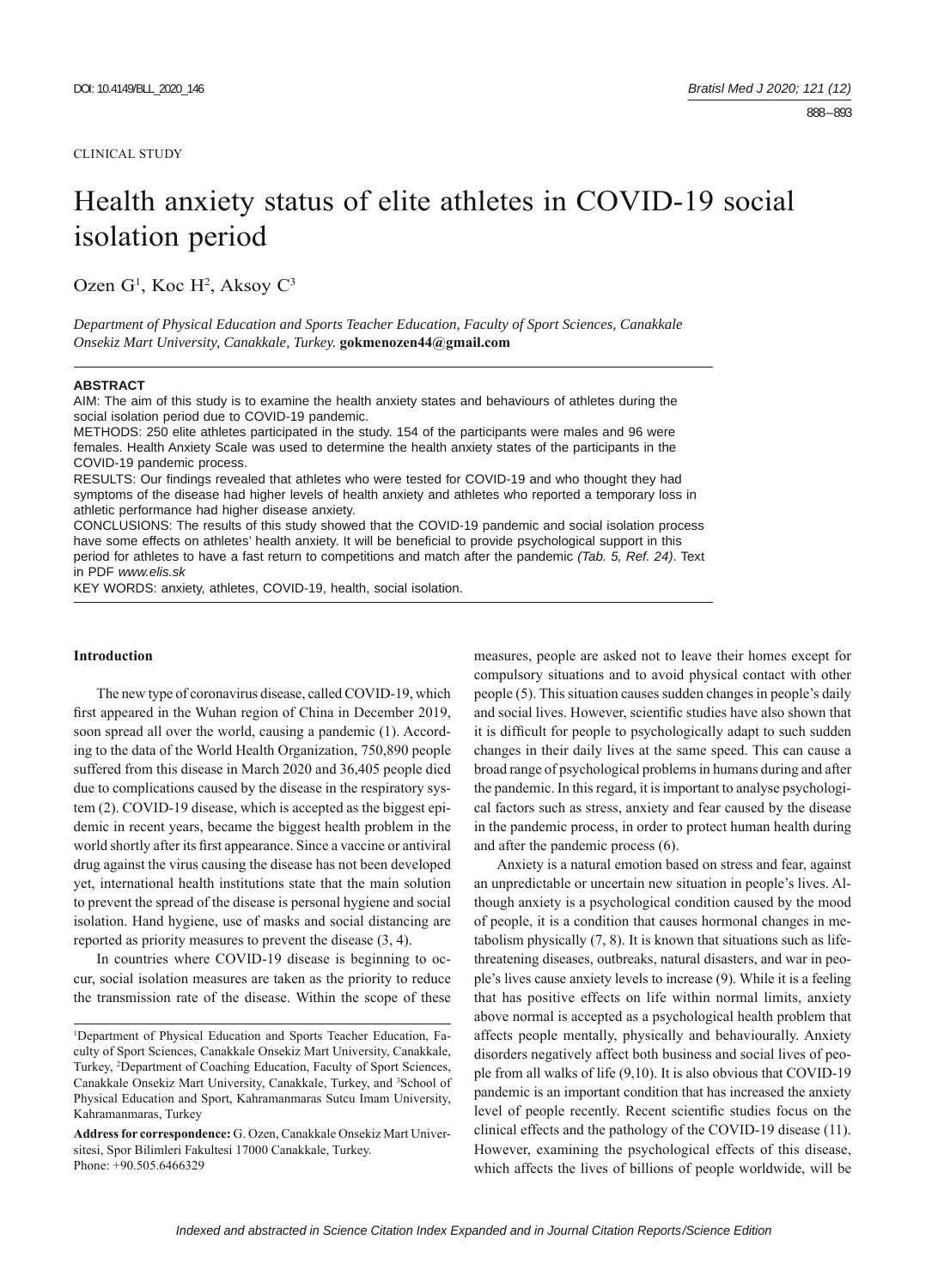CLINICAL STUDY

# Health anxiety status of elite athletes in COVID-19 social isolation period

Ozen G[1], Koc H[2], Aksoy C[3]

*Department of Physical Education and Sports Teacher Education, Faculty of Sport Sciences, Canakkale Onsekiz Mart University, Canakkale, Turkey.* **gokmenozen44@gmail.com**

**ABSTRACT**

AIM: The aim of this study is to examine the health anxiety states and behaviours of athletes during the social isolation period due to COVID-19 pandemic.

METHODS: 250 elite athletes participated in the study. 154 of the participants were males and 96 were females. Health Anxiety Scale was used to determine the health anxiety states of the participants in the COVID-19 pandemic process.

RESULTS: Our findings revealed that athletes who were tested for COVID-19 and who thought they had symptoms of the disease had higher levels of health anxiety and athletes who reported a temporary loss in athletic performance had higher disease anxiety.

CONCLUSIONS: The results of this study showed that the COVID-19 pandemic and social isolation process have some effects on athletes' health anxiety. It will be beneficial to provide psychological support in this period for athletes to have a fast return to competitions and match after the pandemic *(Tab. 5, Ref. 24)*. Text in PDF *www.elis.sk*

KEY WORDS: anxiety, athletes, COVID-19, health, social isolation.

## Introduction

The new type of coronavirus disease, called COVID-19, which first appeared in the Wuhan region of China in December 2019, soon spread all over the world, causing a pandemic (1). According to the data of the World Health Organization, 750,890 people suffered from this disease in March 2020 and 36,405 people died due to complications caused by the disease in the respiratory system (2). COVID-19 disease, which is accepted as the biggest epidemic in recent years, became the biggest health problem in the world shortly after its first appearance. Since a vaccine or antiviral drug against the virus causing the disease has not been developed yet, international health institutions state that the main solution to prevent the spread of the disease is personal hygiene and social isolation. Hand hygiene, use of masks and social distancing are reported as priority measures to prevent the disease (3, 4).

In countries where COVID-19 disease is beginning to occur, social isolation measures are taken as the priority to reduce the transmission rate of the disease. Within the scope of these measures, people are asked not to leave their homes except for compulsory situations and to avoid physical contact with other people (5). This situation causes sudden changes in people's daily and social lives. However, scientific studies have also shown that it is difficult for people to psychologically adapt to such sudden changes in their daily lives at the same speed. This can cause a broad range of psychological problems in humans during and after the pandemic. In this regard, it is important to analyse psychological factors such as stress, anxiety and fear caused by the disease in the pandemic process, in order to protect human health during and after the pandemic process (6).

Anxiety is a natural emotion based on stress and fear, against an unpredictable or uncertain new situation in people's lives. Although anxiety is a psychological condition caused by the mood of people, it is a condition that causes hormonal changes in metabolism physically (7, 8). It is known that situations such as life-threatening diseases, outbreaks, natural disasters, and war in people's lives cause anxiety levels to increase (9). While it is a feeling that has positive effects on life within normal limits, anxiety above normal is accepted as a psychological health problem that affects people mentally, physically and behaviourally. Anxiety disorders negatively affect both business and social lives of people from all walks of life (9,10). It is also obvious that COVID-19 pandemic is an important condition that has increased the anxiety level of people recently. Recent scientific studies focus on the clinical effects and the pathology of the COVID-19 disease (11). However, examining the psychological effects of this disease, which affects the lives of billions of people worldwide, will be

[1]Department of Physical Education and Sports Teacher Education, Faculty of Sport Sciences, Canakkale Onsekiz Mart University, Canakkale, Turkey, [2]Department of Coaching Education, Faculty of Sport Sciences, Canakkale Onsekiz Mart University, Canakkale, Turkey, and [3]School of Physical Education and Sport, Kahramanmaras Sutcu Imam University, Kahramanmaras, Turkey

**Address for correspondence:** G. Ozen, Canakkale Onsekiz Mart Universitesi, Spor Bilimleri Fakultesi 17000 Canakkale, Turkey.
Phone: +90.505.6466329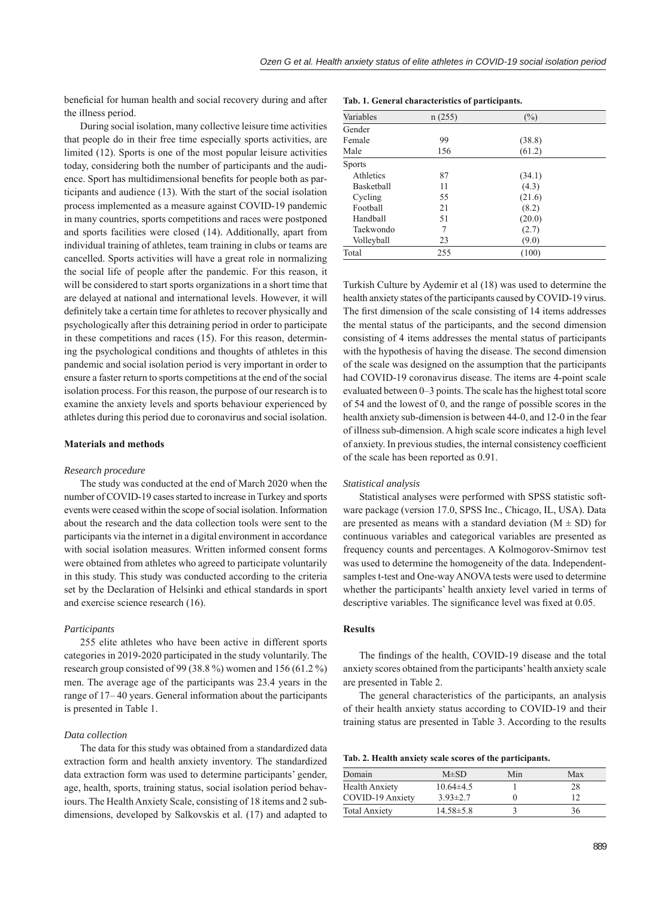beneficial for human health and social recovery during and after the illness period.

During social isolation, many collective leisure time activities that people do in their free time especially sports activities, are limited (12). Sports is one of the most popular leisure activities today, considering both the number of participants and the audience. Sport has multidimensional benefits for people both as participants and audience (13). With the start of the social isolation process implemented as a measure against COVID-19 pandemic in many countries, sports competitions and races were postponed and sports facilities were closed (14). Additionally, apart from individual training of athletes, team training in clubs or teams are cancelled. Sports activities will have a great role in normalizing the social life of people after the pandemic. For this reason, it will be considered to start sports organizations in a short time that are delayed at national and international levels. However, it will definitely take a certain time for athletes to recover physically and psychologically after this detraining period in order to participate in these competitions and races (15). For this reason, determining the psychological conditions and thoughts of athletes in this pandemic and social isolation period is very important in order to ensure a faster return to sports competitions at the end of the social isolation process. For this reason, the purpose of our research is to examine the anxiety levels and sports behaviour experienced by athletes during this period due to coronavirus and social isolation.

### Materials and methods

*Research procedure*

The study was conducted at the end of March 2020 when the number of COVID-19 cases started to increase in Turkey and sports events were ceased within the scope of social isolation. Information about the research and the data collection tools were sent to the participants via the internet in a digital environment in accordance with social isolation measures. Written informed consent forms were obtained from athletes who agreed to participate voluntarily in this study. This study was conducted according to the criteria set by the Declaration of Helsinki and ethical standards in sport and exercise science research (16).

*Participants*

255 elite athletes who have been active in different sports categories in 2019-2020 participated in the study voluntarily. The research group consisted of 99 (38.8 %) women and 156 (61.2 %) men. The average age of the participants was 23.4 years in the range of 17– 40 years. General information about the participants is presented in Table 1.

*Data collection*

The data for this study was obtained from a standardized data extraction form and health anxiety inventory. The standardized data extraction form was used to determine participants' gender, age, health, sports, training status, social isolation period behaviours. The Health Anxiety Scale, consisting of 18 items and 2 sub-dimensions, developed by Salkovskis et al. (17) and adapted to Turkish Culture by Aydemir et al (18) was used to determine the health anxiety states of the participants caused by COVID-19 virus. The first dimension of the scale consisting of 14 items addresses the mental status of the participants, and the second dimension consisting of 4 items addresses the mental status of participants with the hypothesis of having the disease. The second dimension of the scale was designed on the assumption that the participants had COVID-19 coronavirus disease. The items are 4-point scale evaluated between 0–3 points. The scale has the highest total score of 54 and the lowest of 0, and the range of possible scores in the health anxiety sub-dimension is between 44-0, and 12-0 in the fear of illness sub-dimension. A high scale score indicates a high level of anxiety. In previous studies, the internal consistency coefficient of the scale has been reported as 0.91.

**Tab. 1. General characteristics of participants.**

| Variables | n (255) | (%) |
|---|---|---|
| Gender | | |
| Female | 99 | (38.8) |
| Male | 156 | (61.2) |
| Sports | | |
| Athletics | 87 | (34.1) |
| Basketball | 11 | (4.3) |
| Cycling | 55 | (21.6) |
| Football | 21 | (8.2) |
| Handball | 51 | (20.0) |
| Taekwondo | 7 | (2.7) |
| Volleyball | 23 | (9.0) |
| Total | 255 | (100) |

*Statistical analysis*

Statistical analyses were performed with SPSS statistic software package (version 17.0, SPSS Inc., Chicago, IL, USA). Data are presented as means with a standard deviation ($M \pm SD$) for continuous variables and categorical variables are presented as frequency counts and percentages. A Kolmogorov-Smirnov test was used to determine the homogeneity of the data. Independent-samples t-test and One-way ANOVA tests were used to determine whether the participants' health anxiety level varied in terms of descriptive variables. The significance level was fixed at 0.05.

### Results

The findings of the health, COVID-19 disease and the total anxiety scores obtained from the participants' health anxiety scale are presented in Table 2.

The general characteristics of the participants, an analysis of their health anxiety status according to COVID-19 and their training status are presented in Table 3. According to the results

**Tab. 2. Health anxiety scale scores of the participants.**

| Domain | M±SD | Min | Max |
|---|---|---|---|
| Health Anxiety | 10.64±4.5 | 1 | 28 |
| COVID-19 Anxiety | 3.93±2.7 | 0 | 12 |
| Total Anxiety | 14.58±5.8 | 3 | 36 |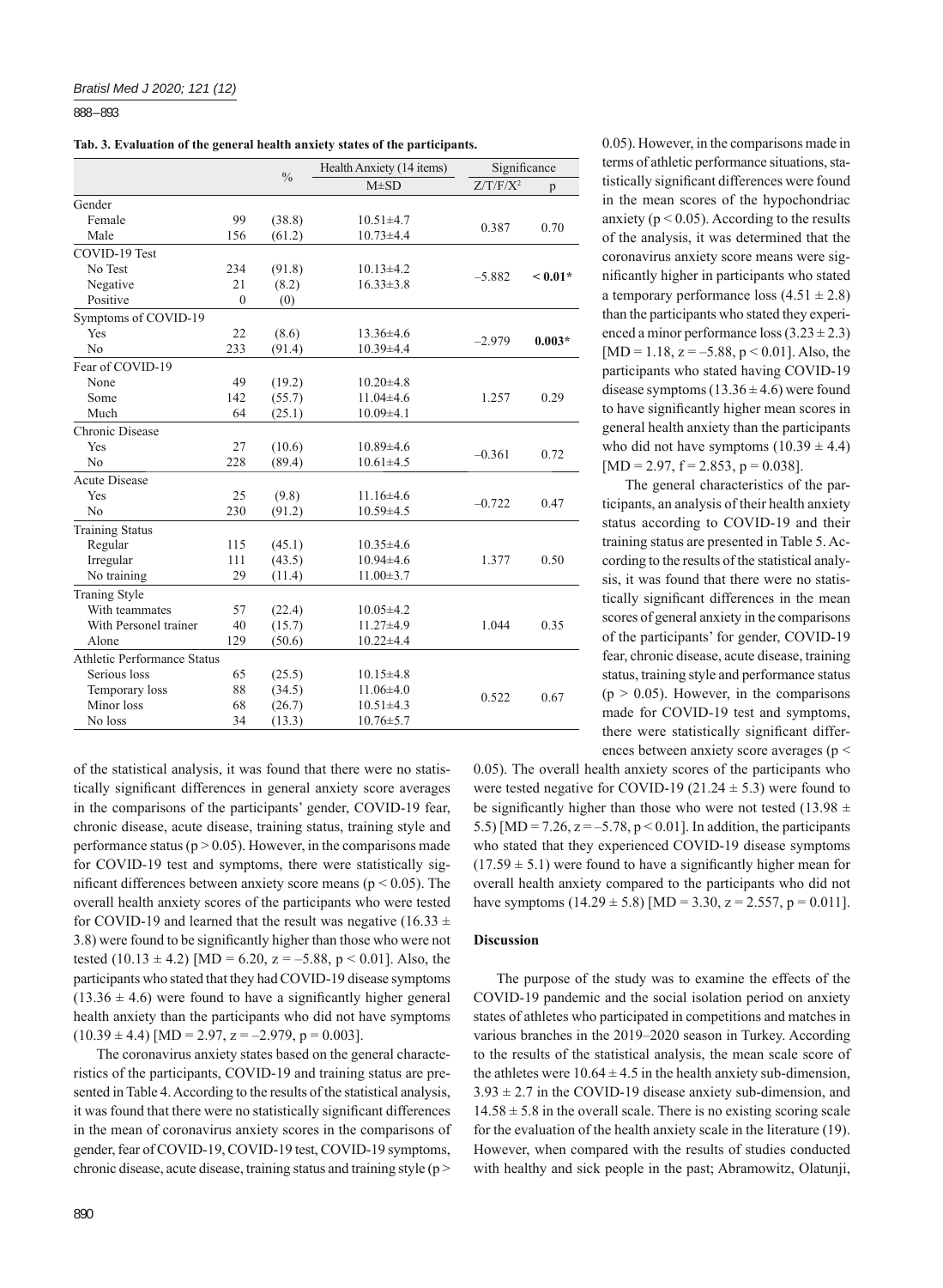**Tab. 3. Evaluation of the general health anxiety states of the participants.**

| | | % | Health Anxiety (14 items) | Significance | |
|---|---|---|---|---|---|
| | | | M±SD | Z/T/F/$X^2$ | p |
| Gender | | | | | |
| Female | 99 | (38.8) | 10.51±4.7 | 0.387 | 0.70 |
| Male | 156 | (61.2) | 10.73±4.4 | | |
| COVID-19 Test | | | | | |
| No Test | 234 | (91.8) | 10.13±4.2 | –5.882 | **< 0.01*** |
| Negative | 21 | (8.2) | 16.33±3.8 | | |
| Positive | 0 | (0) | | | |
| Symptoms of COVID-19 | | | | | |
| Yes | 22 | (8.6) | 13.36±4.6 | –2.979 | **0.003*** |
| No | 233 | (91.4) | 10.39±4.4 | | |
| Fear of COVID-19 | | | | | |
| None | 49 | (19.2) | 10.20±4.8 | 1.257 | 0.29 |
| Some | 142 | (55.7) | 11.04±4.6 | | |
| Much | 64 | (25.1) | 10.09±4.1 | | |
| Chronic Disease | | | | | |
| Yes | 27 | (10.6) | 10.89±4.6 | –0.361 | 0.72 |
| No | 228 | (89.4) | 10.61±4.5 | | |
| Acute Disease | | | | | |
| Yes | 25 | (9.8) | 11.16±4.6 | –0.722 | 0.47 |
| No | 230 | (91.2) | 10.59±4.5 | | |
| Training Status | | | | | |
| Regular | 115 | (45.1) | 10.35±4.6 | 1.377 | 0.50 |
| Irregular | 111 | (43.5) | 10.94±4.6 | | |
| No training | 29 | (11.4) | 11.00±3.7 | | |
| Traning Style | | | | | |
| With teammates | 57 | (22.4) | 10.05±4.2 | 1.044 | 0.35 |
| With Personel trainer | 40 | (15.7) | 11.27±4.9 | | |
| Alone | 129 | (50.6) | 10.22±4.4 | | |
| Athletic Performance Status | | | | | |
| Serious loss | 65 | (25.5) | 10.15±4.8 | 0.522 | 0.67 |
| Temporary loss | 88 | (34.5) | 11.06±4.0 | | |
| Minor loss | 68 | (26.7) | 10.51±4.3 | | |
| No loss | 34 | (13.3) | 10.76±5.7 | | |

of the statistical analysis, it was found that there were no statistically significant differences in general anxiety score averages in the comparisons of the participants' gender, COVID-19 fear, chronic disease, acute disease, training status, training style and performance status ($p > 0.05$). However, in the comparisons made for COVID-19 test and symptoms, there were statistically significant differences between anxiety score means ($p < 0.05$). The overall health anxiety scores of the participants who were tested for COVID-19 and learned that the result was negative (16.33 ± 3.8) were found to be significantly higher than those who were not tested (10.13 ± 4.2) [MD = 6.20, $z = –5.88$, $p < 0.01$]. Also, the participants who stated that they had COVID-19 disease symptoms (13.36 ± 4.6) were found to have a significantly higher general health anxiety than the participants who did not have symptoms (10.39 ± 4.4) [MD = 2.97, $z = –2.979$, $p = 0.003$].

The coronavirus anxiety states based on the general characteristics of the participants, COVID-19 and training status are presented in Table 4. According to the results of the statistical analysis, it was found that there were no statistically significant differences in the mean of coronavirus anxiety scores in the comparisons of gender, fear of COVID-19, COVID-19 test, COVID-19 symptoms, chronic disease, acute disease, training status and training style ($p > 0.05$). However, in the comparisons made in terms of athletic performance situations, statistically significant differences were found in the mean scores of the hypochondriac anxiety ($p < 0.05$). According to the results of the analysis, it was determined that the coronavirus anxiety score means were significantly higher in participants who stated a temporary performance loss (4.51 ± 2.8) than the participants who stated they experienced a minor performance loss (3.23 ± 2.3) [MD = 1.18, $z = –5.88$, $p < 0.01$]. Also, the participants who stated having COVID-19 disease symptoms (13.36 ± 4.6) were found to have significantly higher mean scores in general health anxiety than the participants who did not have symptoms (10.39 ± 4.4) [MD = 2.97, $f = 2.853$, $p = 0.038$].

The general characteristics of the participants, an analysis of their health anxiety status according to COVID-19 and their training status are presented in Table 5. According to the results of the statistical analysis, it was found that there were no statistically significant differences in the mean scores of general anxiety in the comparisons of the participants' for gender, COVID-19 fear, chronic disease, acute disease, training status, training style and performance status ($p > 0.05$). However, in the comparisons made for COVID-19 test and symptoms, there were statistically significant differences between anxiety score averages ($p < 0.05$). The overall health anxiety scores of the participants who were tested negative for COVID-19 (21.24 ± 5.3) were found to be significantly higher than those who were not tested (13.98 ± 5.5) [MD = 7.26, $z = –5.78$, $p < 0.01$]. In addition, the participants who stated that they experienced COVID-19 disease symptoms (17.59 ± 5.1) were found to have a significantly higher mean for overall health anxiety compared to the participants who did not have symptoms (14.29 ± 5.8) [MD = 3.30, $z = 2.557$, $p = 0.011$].

## Discussion

The purpose of the study was to examine the effects of the COVID-19 pandemic and the social isolation period on anxiety states of athletes who participated in competitions and matches in various branches in the 2019–2020 season in Turkey. According to the results of the statistical analysis, the mean scale score of the athletes were 10.64 ± 4.5 in the health anxiety sub-dimension, 3.93 ± 2.7 in the COVID-19 disease anxiety sub-dimension, and 14.58 ± 5.8 in the overall scale. There is no existing scoring scale for the evaluation of the health anxiety scale in the literature (19). However, when compared with the results of studies conducted with healthy and sick people in the past; Abramowitz, Olatunji,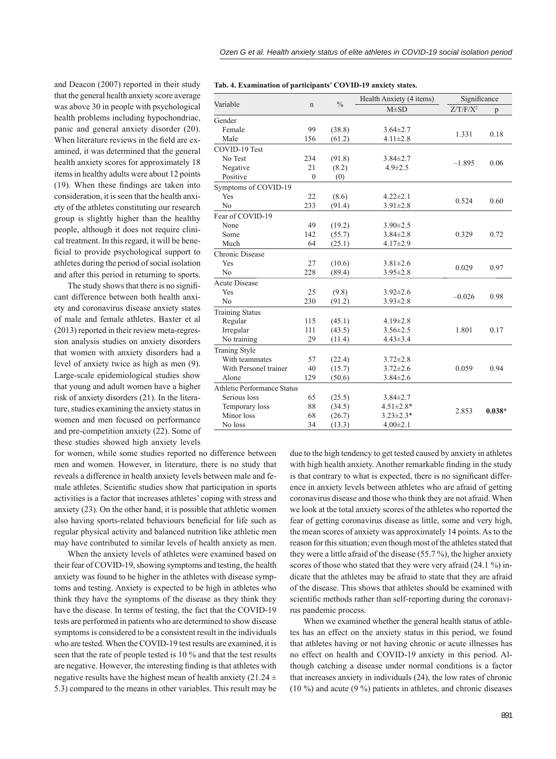and Deacon (2007) reported in their study that the general health anxiety score average was above 30 in people with psychological health problems including hypochondriac, panic and general anxiety disorder (20). When literature reviews in the field are examined, it was determined that the general health anxiety scores for approximately 18 items in healthy adults were about 12 points (19). When these findings are taken into consideration, it is seen that the health anxiety of the athletes constituting our research group is slightly higher than the healthy people, although it does not require clinical treatment. In this regard, it will be beneficial to provide psychological support to athletes during the period of social isolation and after this period in returning to sports.

The study shows that there is no significant difference between both health anxiety and coronavirus disease anxiety states of male and female athletes. Baxter et al (2013) reported in their review meta-regression analysis studies on anxiety disorders that women with anxiety disorders had a level of anxiety twice as high as men (9). Large-scale epidemiological studies show that young and adult women have a higher risk of anxiety disorders (21). In the literature, studies examining the anxiety status in women and men focused on performance and pre-competition anxiety (22). Some of these studies showed high anxiety levels for women, while some studies reported no difference between men and women. However, in literature, there is no study that reveals a difference in health anxiety levels between male and female athletes. Scientific studies show that participation in sports activities is a factor that increases athletes' coping with stress and anxiety (23). On the other hand, it is possible that athletic women also having sports-related behaviours beneficial for life such as regular physical activity and balanced nutrition like athletic men may have contributed to similar levels of health anxiety as men.

**Tab. 4. Examination of participants' COVID-19 anxiety states.**

| Variable | n | % | Health Anxiety (4 items) | Significance | |
|---|---|---|---|---|---|
| | | | M±SD | Z/T/F/$X^2$ | p |
| **Gender** | | | | | |
| Female | 99 | (38.8) | 3.64±2.7 | 1.331 | 0.18 |
| Male | 156 | (61.2) | 4.11±2.8 | | |
| **COVID-19 Test** | | | | | |
| No Test | 234 | (91.8) | 3.84±2.7 | −1.895 | 0.06 |
| Negative | 21 | (8.2) | 4.9±2.5 | | |
| Positive | 0 | (0) | | | |
| **Symptoms of COVID-19** | | | | | |
| Yes | 22 | (8.6) | 4.22±2.1 | 0.524 | 0.60 |
| No | 233 | (91.4) | 3.91±2.8 | | |
| **Fear of COVID-19** | | | | | |
| None | 49 | (19.2) | 3.90±2.5 | 0.329 | 0.72 |
| Some | 142 | (55.7) | 3.84±2.8 | | |
| Much | 64 | (25.1) | 4.17±2.9 | | |
| **Chronic Disease** | | | | | |
| Yes | 27 | (10.6) | 3.81±2.6 | 0.029 | 0.97 |
| No | 228 | (89.4) | 3.95±2.8 | | |
| **Acute Disease** | | | | | |
| Yes | 25 | (9.8) | 3.92±2.6 | −0.026 | 0.98 |
| No | 230 | (91.2) | 3.93±2.8 | | |
| **Training Status** | | | | | |
| Regular | 115 | (45.1) | 4.19±2.8 | 1.801 | 0.17 |
| Irregular | 111 | (43.5) | 3.56±2.5 | | |
| No training | 29 | (11.4) | 4.43±3.4 | | |
| **Traning Style** | | | | | |
| With teammates | 57 | (22.4) | 3.72±2.8 | 0.059 | 0.94 |
| With Personel trainer | 40 | (15.7) | 3.72±2.6 | | |
| Alone | 129 | (50.6) | 3.84±2.6 | | |
| **Athletic Performance Status** | | | | | |
| Serious loss | 65 | (25.5) | 3.84±2.7 | 2.853 | **0.038*** |
| Temporary loss | 88 | (34.5) | 4.51±2.8* | | |
| Minor loss | 68 | (26.7) | 3.23±2.3* | | |
| No loss | 34 | (13.3) | 4.00±2.1 | | |

When the anxiety levels of athletes were examined based on their fear of COVID-19, showing symptoms and testing, the health anxiety was found to be higher in the athletes with disease symptoms and testing. Anxiety is expected to be high in athletes who think they have the symptoms of the disease as they think they have the disease. In terms of testing, the fact that the COVID-19 tests are performed in patients who are determined to show disease symptoms is considered to be a consistent result in the individuals who are tested. When the COVID-19 test results are examined, it is seen that the rate of people tested is 10 % and that the test results are negative. However, the interesting finding is that athletes with negative results have the highest mean of health anxiety (21.24 ± 5.3) compared to the means in other variables. This result may be due to the high tendency to get tested caused by anxiety in athletes with high health anxiety. Another remarkable finding in the study is that contrary to what is expected, there is no significant difference in anxiety levels between athletes who are afraid of getting coronavirus disease and those who think they are not afraid. When we look at the total anxiety scores of the athletes who reported the fear of getting coronavirus disease as little, some and very high, the mean scores of anxiety was approximately 14 points. As to the reason for this situation; even though most of the athletes stated that they were a little afraid of the disease (55.7 %), the higher anxiety scores of those who stated that they were very afraid (24.1 %) indicate that the athletes may be afraid to state that they are afraid of the disease. This shows that athletes should be examined with scientific methods rather than self-reporting during the coronavirus pandemic process.

When we examined whether the general health status of athletes has an effect on the anxiety status in this period, we found that athletes having or not having chronic or acute illnesses has no effect on health and COVID-19 anxiety in this period. Although catching a disease under normal conditions is a factor that increases anxiety in individuals (24), the low rates of chronic (10 %) and acute (9 %) patients in athletes, and chronic diseases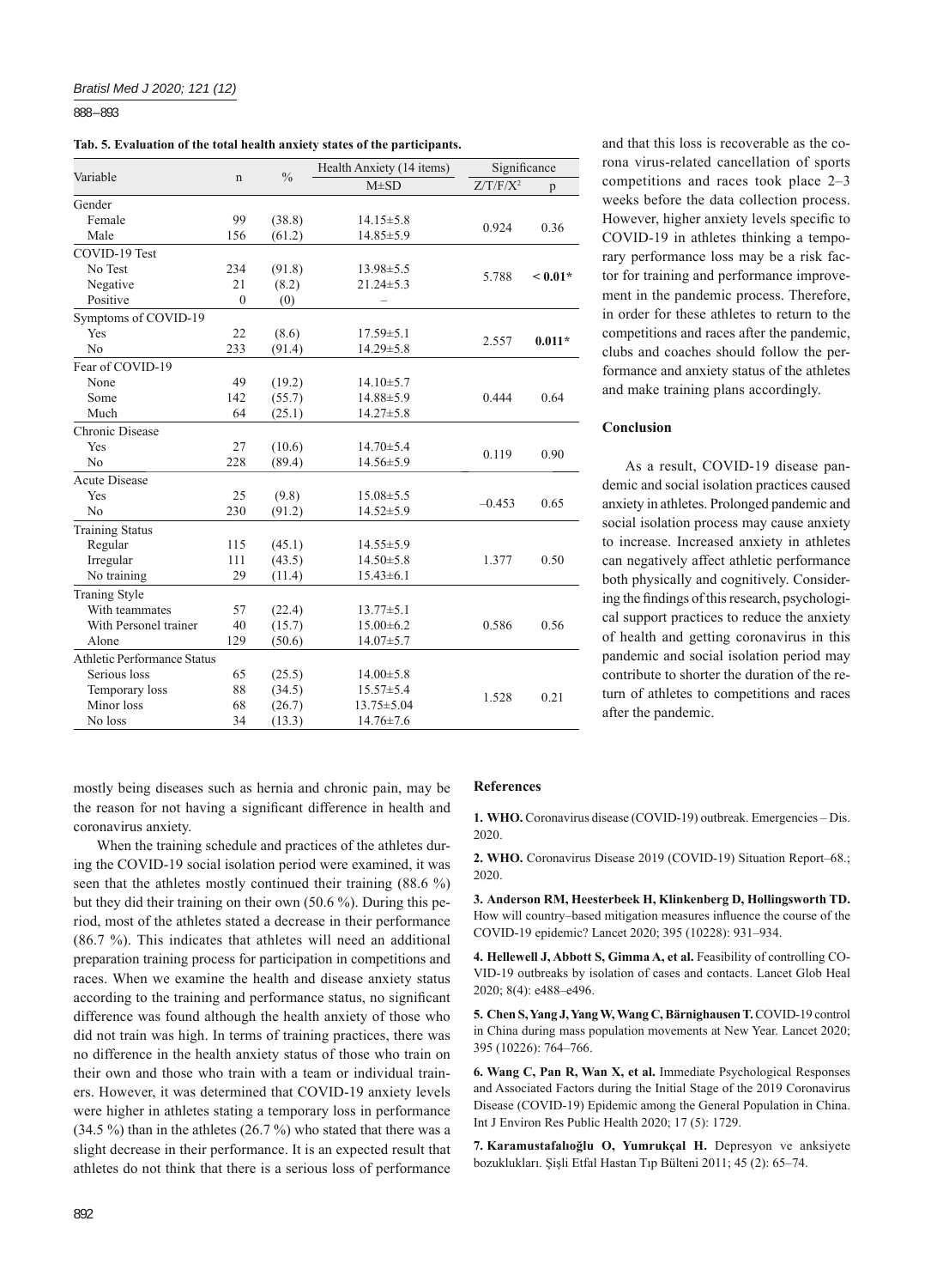**Tab. 5. Evaluation of the total health anxiety states of the participants.**

| Variable | n | % | Health Anxiety (14 items) | Significance | |
|---|---|---|---|---|---|
| | | | M±SD | Z/T/F/X² | p |
| **Gender** | | | | | |
| Female | 99 | (38.8) | 14.15±5.8 | 0.924 | 0.36 |
| Male | 156 | (61.2) | 14.85±5.9 | | |
| **COVID-19 Test** | | | | | |
| No Test | 234 | (91.8) | 13.98±5.5 | 5.788 | **< 0.01*** |
| Negative | 21 | (8.2) | 21.24±5.3 | | |
| Positive | 0 | (0) | – | | |
| **Symptoms of COVID-19** | | | | | |
| Yes | 22 | (8.6) | 17.59±5.1 | 2.557 | **0.011*** |
| No | 233 | (91.4) | 14.29±5.8 | | |
| **Fear of COVID-19** | | | | | |
| None | 49 | (19.2) | 14.10±5.7 | 0.444 | 0.64 |
| Some | 142 | (55.7) | 14.88±5.9 | | |
| Much | 64 | (25.1) | 14.27±5.8 | | |
| **Chronic Disease** | | | | | |
| Yes | 27 | (10.6) | 14.70±5.4 | 0.119 | 0.90 |
| No | 228 | (89.4) | 14.56±5.9 | | |
| **Acute Disease** | | | | | |
| Yes | 25 | (9.8) | 15.08±5.5 | –0.453 | 0.65 |
| No | 230 | (91.2) | 14.52±5.9 | | |
| **Training Status** | | | | | |
| Regular | 115 | (45.1) | 14.55±5.9 | 1.377 | 0.50 |
| Irregular | 111 | (43.5) | 14.50±5.8 | | |
| No training | 29 | (11.4) | 15.43±6.1 | | |
| **Traning Style** | | | | | |
| With teammates | 57 | (22.4) | 13.77±5.1 | 0.586 | 0.56 |
| With Personel trainer | 40 | (15.7) | 15.00±6.2 | | |
| Alone | 129 | (50.6) | 14.07±5.7 | | |
| **Athletic Performance Status** | | | | | |
| Serious loss | 65 | (25.5) | 14.00±5.8 | 1.528 | 0.21 |
| Temporary loss | 88 | (34.5) | 15.57±5.4 | | |
| Minor loss | 68 | (26.7) | 13.75±5.04 | | |
| No loss | 34 | (13.3) | 14.76±7.6 | | |

mostly being diseases such as hernia and chronic pain, may be the reason for not having a significant difference in health and coronavirus anxiety.

When the training schedule and practices of the athletes during the COVID-19 social isolation period were examined, it was seen that the athletes mostly continued their training (88.6 %) but they did their training on their own (50.6 %). During this period, most of the athletes stated a decrease in their performance (86.7 %). This indicates that athletes will need an additional preparation training process for participation in competitions and races. When we examine the health and disease anxiety status according to the training and performance status, no significant difference was found although the health anxiety of those who did not train was high. In terms of training practices, there was no difference in the health anxiety status of those who train on their own and those who train with a team or individual trainers. However, it was determined that COVID-19 anxiety levels were higher in athletes stating a temporary loss in performance (34.5 %) than in the athletes (26.7 %) who stated that there was a slight decrease in their performance. It is an expected result that athletes do not think that there is a serious loss of performance and that this loss is recoverable as the corona virus-related cancellation of sports competitions and races took place 2–3 weeks before the data collection process. However, higher anxiety levels specific to COVID-19 in athletes thinking a temporary performance loss may be a risk factor for training and performance improvement in the pandemic process. Therefore, in order for these athletes to return to the competitions and races after the pandemic, clubs and coaches should follow the performance and anxiety status of the athletes and make training plans accordingly.

## Conclusion

As a result, COVID-19 disease pandemic and social isolation practices caused anxiety in athletes. Prolonged pandemic and social isolation process may cause anxiety to increase. Increased anxiety in athletes can negatively affect athletic performance both physically and cognitively. Considering the findings of this research, psychological support practices to reduce the anxiety of health and getting coronavirus in this pandemic and social isolation period may contribute to shorter the duration of the return of athletes to competitions and races after the pandemic.

## References

**1. WHO.** Coronavirus disease (COVID-19) outbreak. Emergencies – Dis. 2020.

**2. WHO.** Coronavirus Disease 2019 (COVID-19) Situation Report–68.; 2020.

**3. Anderson RM, Heesterbeek H, Klinkenberg D, Hollingsworth TD.** How will country–based mitigation measures influence the course of the COVID-19 epidemic? Lancet 2020; 395 (10228): 931–934.

**4. Hellewell J, Abbott S, Gimma A, et al.** Feasibility of controlling COVID-19 outbreaks by isolation of cases and contacts. Lancet Glob Heal 2020; 8(4): e488–e496.

**5. Chen S, Yang J, Yang W, Wang C, Bärnighausen T.** COVID-19 control in China during mass population movements at New Year. Lancet 2020; 395 (10226): 764–766.

**6. Wang C, Pan R, Wan X, et al.** Immediate Psychological Responses and Associated Factors during the Initial Stage of the 2019 Coronavirus Disease (COVID-19) Epidemic among the General Population in China. Int J Environ Res Public Health 2020; 17 (5): 1729.

**7. Karamustafalıoğlu O, Yumrukçal H.** Depresyon ve anksiyete bozuklukları. Şişli Etfal Hastan Tıp Bülteni 2011; 45 (2): 65–74.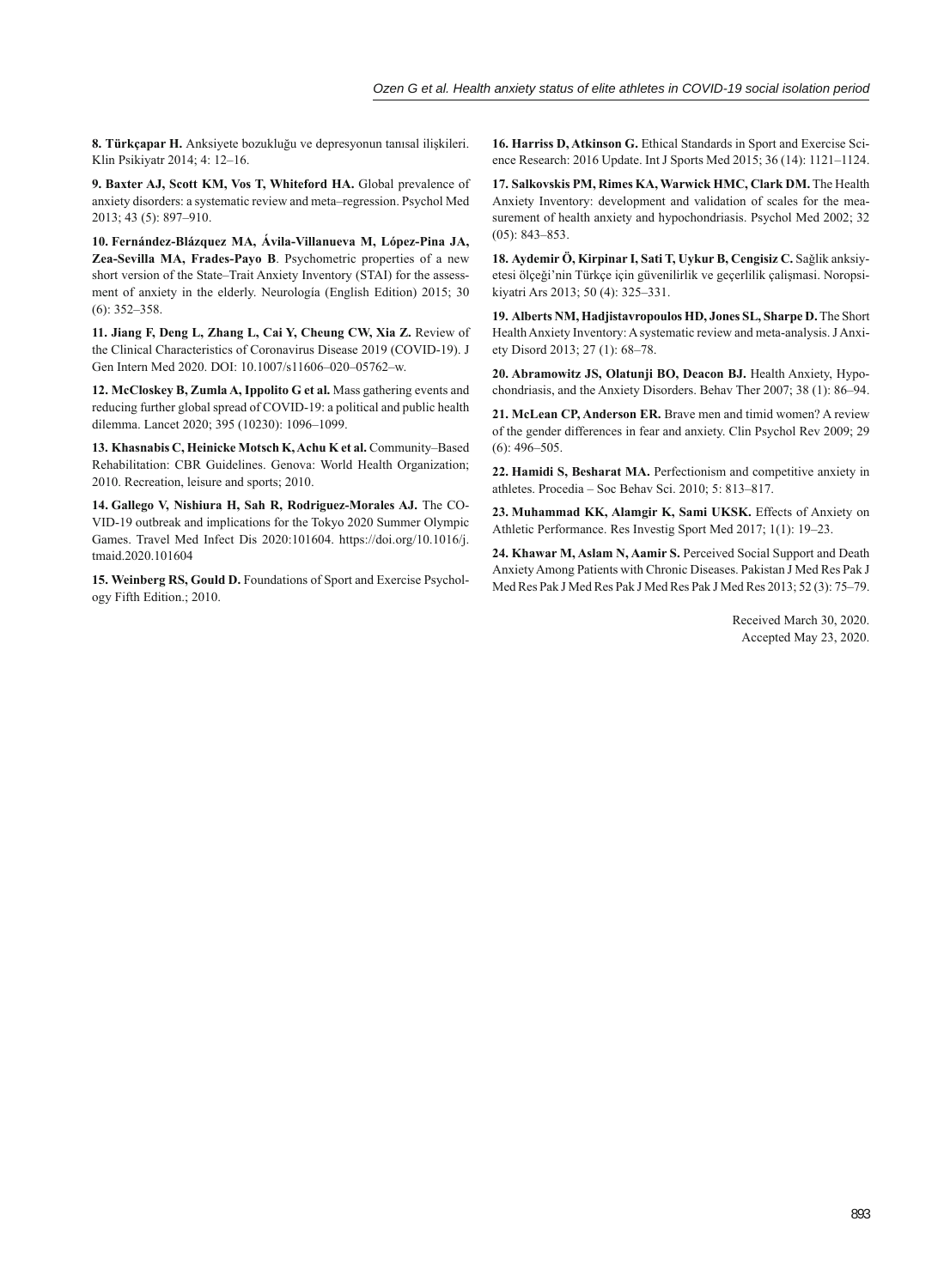**8. Türkçapar H.** Anksiyete bozukluğu ve depresyonun tanısal ilişkileri. Klin Psikiyatr 2014; 4: 12–16.

**9. Baxter AJ, Scott KM, Vos T, Whiteford HA.** Global prevalence of anxiety disorders: a systematic review and meta–regression. Psychol Med 2013; 43 (5): 897–910.

**10. Fernández-Blázquez MA, Ávila-Villanueva M, López-Pina JA, Zea-Sevilla MA, Frades-Payo B**. Psychometric properties of a new short version of the State–Trait Anxiety Inventory (STAI) for the assessment of anxiety in the elderly. Neurología (English Edition) 2015; 30 (6): 352–358.

**11. Jiang F, Deng L, Zhang L, Cai Y, Cheung CW, Xia Z.** Review of the Clinical Characteristics of Coronavirus Disease 2019 (COVID-19). J Gen Intern Med 2020. DOI: 10.1007/s11606–020–05762–w.

**12. McCloskey B, Zumla A, Ippolito G et al.** Mass gathering events and reducing further global spread of COVID-19: a political and public health dilemma. Lancet 2020; 395 (10230): 1096–1099.

**13. Khasnabis C, Heinicke Motsch K, Achu K et al.** Community–Based Rehabilitation: CBR Guidelines. Genova: World Health Organization; 2010. Recreation, leisure and sports; 2010.

**14. Gallego V, Nishiura H, Sah R, Rodriguez-Morales AJ.** The COVID-19 outbreak and implications for the Tokyo 2020 Summer Olympic Games. Travel Med Infect Dis 2020:101604. https://doi.org/10.1016/j.tmaid.2020.101604

**15. Weinberg RS, Gould D.** Foundations of Sport and Exercise Psychology Fifth Edition.; 2010.

**16. Harriss D, Atkinson G.** Ethical Standards in Sport and Exercise Science Research: 2016 Update. Int J Sports Med 2015; 36 (14): 1121–1124.

**17. Salkovskis PM, Rimes KA, Warwick HMC, Clark DM.** The Health Anxiety Inventory: development and validation of scales for the measurement of health anxiety and hypochondriasis. Psychol Med 2002; 32 (05): 843–853.

**18. Aydemir Ö, Kirpinar I, Sati T, Uykur B, Cengisiz C.** Sağlik anksiyetesi ölçeği'nin Türkçe için güvenilirlik ve geçerlilik çalişmasi. Noropsikiyatri Ars 2013; 50 (4): 325–331.

**19. Alberts NM, Hadjistavropoulos HD, Jones SL, Sharpe D.** The Short Health Anxiety Inventory: A systematic review and meta-analysis. J Anxiety Disord 2013; 27 (1): 68–78.

**20. Abramowitz JS, Olatunji BO, Deacon BJ.** Health Anxiety, Hypochondriasis, and the Anxiety Disorders. Behav Ther 2007; 38 (1): 86–94.

**21. McLean CP, Anderson ER.** Brave men and timid women? A review of the gender differences in fear and anxiety. Clin Psychol Rev 2009; 29 (6): 496–505.

**22. Hamidi S, Besharat MA.** Perfectionism and competitive anxiety in athletes. Procedia – Soc Behav Sci. 2010; 5: 813–817.

**23. Muhammad KK, Alamgir K, Sami UKSK.** Effects of Anxiety on Athletic Performance. Res Investig Sport Med 2017; 1(1): 19–23.

**24. Khawar M, Aslam N, Aamir S.** Perceived Social Support and Death Anxiety Among Patients with Chronic Diseases. Pakistan J Med Res Pak J Med Res Pak J Med Res Pak J Med Res Pak J Med Res 2013; 52 (3): 75–79.

Received March 30, 2020.
Accepted May 23, 2020.